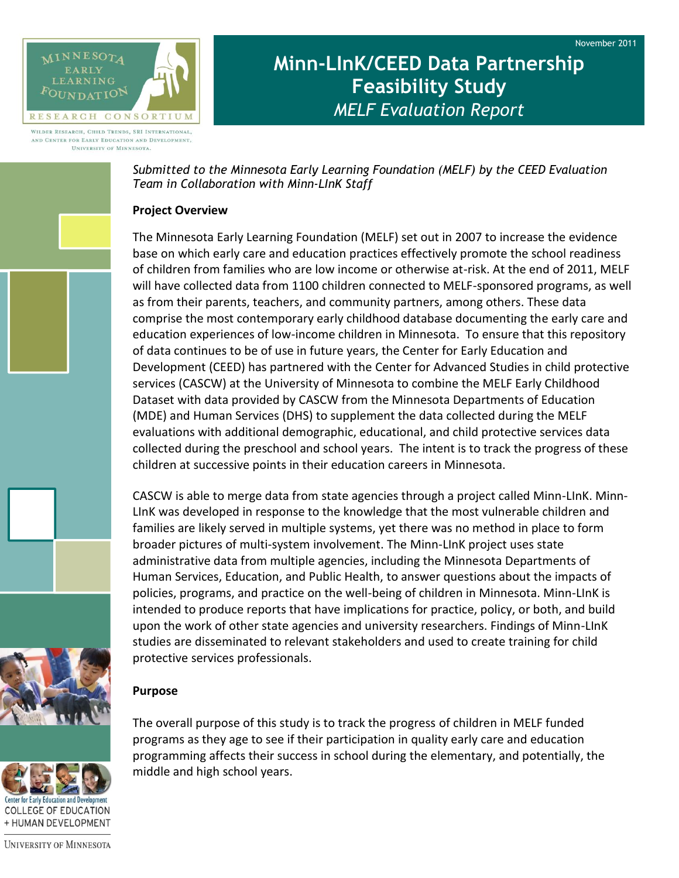November 2011

# Minn-LInK/CEED Data Partnership Feasibility Study

*MELF Evaluation Report*

MINNESOTA EARLY LEARNING FOUNDATION RESEARCH CONSORTIUM

WILDER RESEARCH, CHILD TRENDS, SRI INTERNATIONAL, AND CENTER FOR EARLY EDUCATION AND DEVELOPMENT, UNIVERSITY OF MINNESOTA.

*Submitted to the Minnesota Early Learning Foundation (MELF) by the CEED Evaluation Team in Collaboration with Minn-LInK Staff*

**Project Overview**

The Minnesota Early Learning Foundation (MELF) set out in 2007 to increase the evidence base on which early care and education practices effectively promote the school readiness of children from families who are low income or otherwise at-risk. At the end of 2011, MELF will have collected data from 1100 children connected to MELF-sponsored programs, as well as from their parents, teachers, and community partners, among others. These data comprise the most contemporary early childhood database documenting the early care and education experiences of low-income children in Minnesota. To ensure that this repository of data continues to be of use in future years, the Center for Early Education and Development (CEED) has partnered with the Center for Advanced Studies in child protective services (CASCW) at the University of Minnesota to combine the MELF Early Childhood Dataset with data provided by CASCW from the Minnesota Departments of Education (MDE) and Human Services (DHS) to supplement the data collected during the MELF evaluations with additional demographic, educational, and child protective services data collected during the preschool and school years. The intent is to track the progress of these children at successive points in their education careers in Minnesota.

CASCW is able to merge data from state agencies through a project called Minn-LInK. Minn-LInK was developed in response to the knowledge that the most vulnerable children and families are likely served in multiple systems, yet there was no method in place to form broader pictures of multi-system involvement. The Minn-LInK project uses state administrative data from multiple agencies, including the Minnesota Departments of Human Services, Education, and Public Health, to answer questions about the impacts of policies, programs, and practice on the well-being of children in Minnesota. Minn-LInK is intended to produce reports that have implications for practice, policy, or both, and build upon the work of other state agencies and university researchers. Findings of Minn-LInK studies are disseminated to relevant stakeholders and used to create training for child protective services professionals.

**Purpose**

The overall purpose of this study is to track the progress of children in MELF funded programs as they age to see if their participation in quality early care and education programming affects their success in school during the elementary, and potentially, the middle and high school years.

Center for Early Education and Development
COLLEGE OF EDUCATION + HUMAN DEVELOPMENT

UNIVERSITY OF MINNESOTA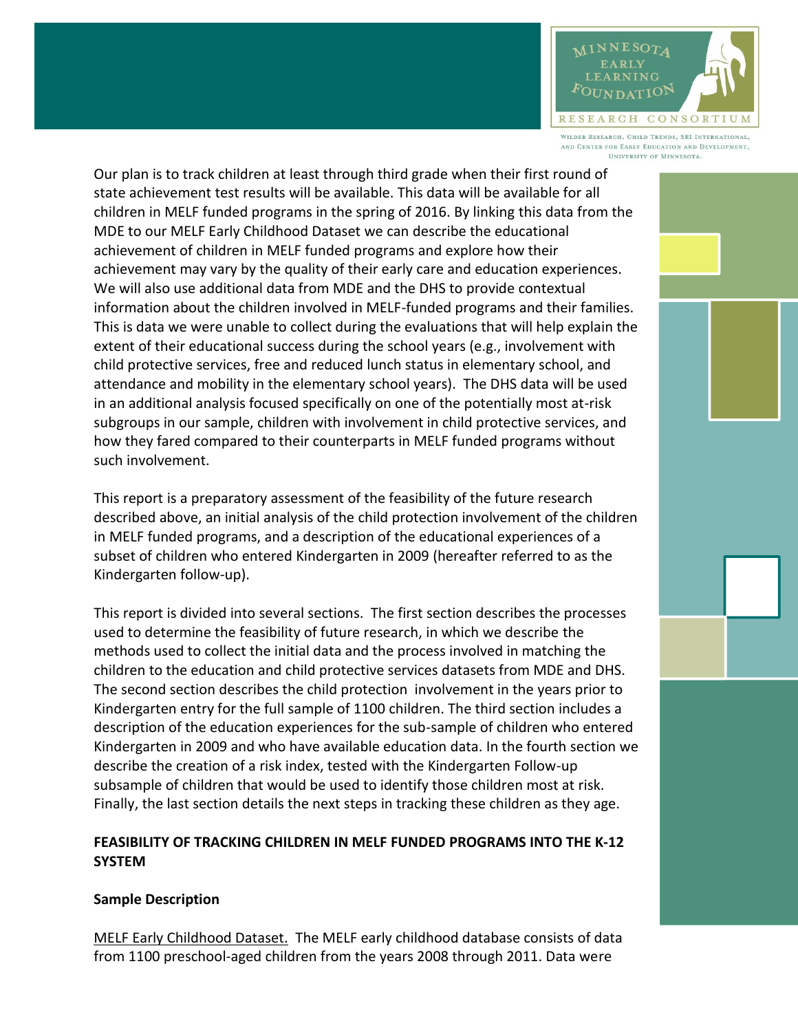Our plan is to track children at least through third grade when their first round of state achievement test results will be available. This data will be available for all children in MELF funded programs in the spring of 2016. By linking this data from the MDE to our MELF Early Childhood Dataset we can describe the educational achievement of children in MELF funded programs and explore how their achievement may vary by the quality of their early care and education experiences. We will also use additional data from MDE and the DHS to provide contextual information about the children involved in MELF-funded programs and their families. This is data we were unable to collect during the evaluations that will help explain the extent of their educational success during the school years (e.g., involvement with child protective services, free and reduced lunch status in elementary school, and attendance and mobility in the elementary school years). The DHS data will be used in an additional analysis focused specifically on one of the potentially most at-risk subgroups in our sample, children with involvement in child protective services, and how they fared compared to their counterparts in MELF funded programs without such involvement.

This report is a preparatory assessment of the feasibility of the future research described above, an initial analysis of the child protection involvement of the children in MELF funded programs, and a description of the educational experiences of a subset of children who entered Kindergarten in 2009 (hereafter referred to as the Kindergarten follow-up).

This report is divided into several sections. The first section describes the processes used to determine the feasibility of future research, in which we describe the methods used to collect the initial data and the process involved in matching the children to the education and child protective services datasets from MDE and DHS. The second section describes the child protection involvement in the years prior to Kindergarten entry for the full sample of 1100 children. The third section includes a description of the education experiences for the sub-sample of children who entered Kindergarten in 2009 and who have available education data. In the fourth section we describe the creation of a risk index, tested with the Kindergarten Follow-up subsample of children that would be used to identify those children most at risk. Finally, the last section details the next steps in tracking these children as they age.

## FEASIBILITY OF TRACKING CHILDREN IN MELF FUNDED PROGRAMS INTO THE K-12 SYSTEM

### Sample Description

MELF Early Childhood Dataset. The MELF early childhood database consists of data from 1100 preschool-aged children from the years 2008 through 2011. Data were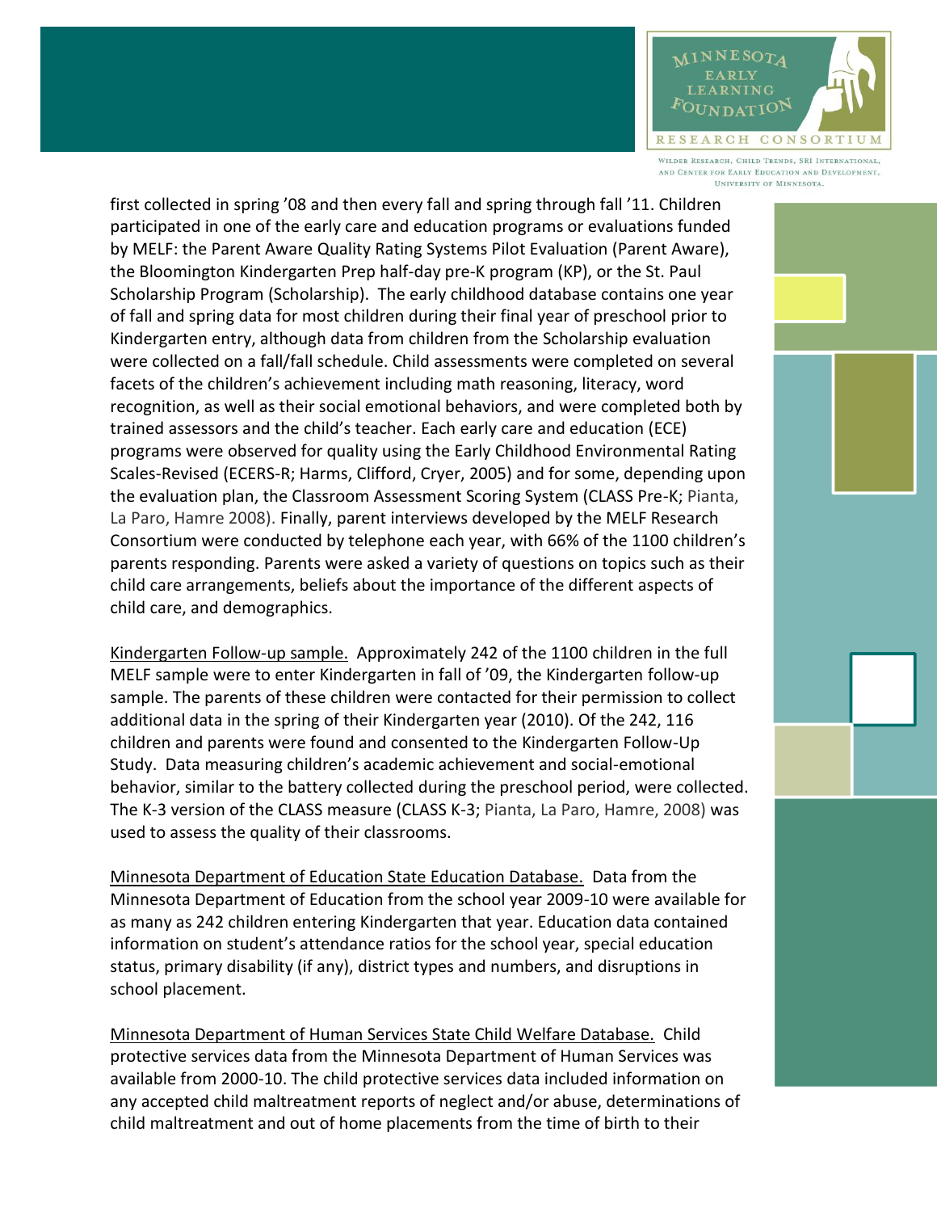first collected in spring '08 and then every fall and spring through fall '11. Children participated in one of the early care and education programs or evaluations funded by MELF: the Parent Aware Quality Rating Systems Pilot Evaluation (Parent Aware), the Bloomington Kindergarten Prep half-day pre-K program (KP), or the St. Paul Scholarship Program (Scholarship). The early childhood database contains one year of fall and spring data for most children during their final year of preschool prior to Kindergarten entry, although data from children from the Scholarship evaluation were collected on a fall/fall schedule. Child assessments were completed on several facets of the children's achievement including math reasoning, literacy, word recognition, as well as their social emotional behaviors, and were completed both by trained assessors and the child's teacher. Each early care and education (ECE) programs were observed for quality using the Early Childhood Environmental Rating Scales-Revised (ECERS-R; Harms, Clifford, Cryer, 2005) and for some, depending upon the evaluation plan, the Classroom Assessment Scoring System (CLASS Pre-K; Pianta, La Paro, Hamre 2008). Finally, parent interviews developed by the MELF Research Consortium were conducted by telephone each year, with 66% of the 1100 children's parents responding. Parents were asked a variety of questions on topics such as their child care arrangements, beliefs about the importance of the different aspects of child care, and demographics.

Kindergarten Follow-up sample. Approximately 242 of the 1100 children in the full MELF sample were to enter Kindergarten in fall of '09, the Kindergarten follow-up sample. The parents of these children were contacted for their permission to collect additional data in the spring of their Kindergarten year (2010). Of the 242, 116 children and parents were found and consented to the Kindergarten Follow-Up Study. Data measuring children's academic achievement and social-emotional behavior, similar to the battery collected during the preschool period, were collected. The K-3 version of the CLASS measure (CLASS K-3; Pianta, La Paro, Hamre, 2008) was used to assess the quality of their classrooms.

Minnesota Department of Education State Education Database. Data from the Minnesota Department of Education from the school year 2009-10 were available for as many as 242 children entering Kindergarten that year. Education data contained information on student's attendance ratios for the school year, special education status, primary disability (if any), district types and numbers, and disruptions in school placement.

Minnesota Department of Human Services State Child Welfare Database. Child protective services data from the Minnesota Department of Human Services was available from 2000-10. The child protective services data included information on any accepted child maltreatment reports of neglect and/or abuse, determinations of child maltreatment and out of home placements from the time of birth to their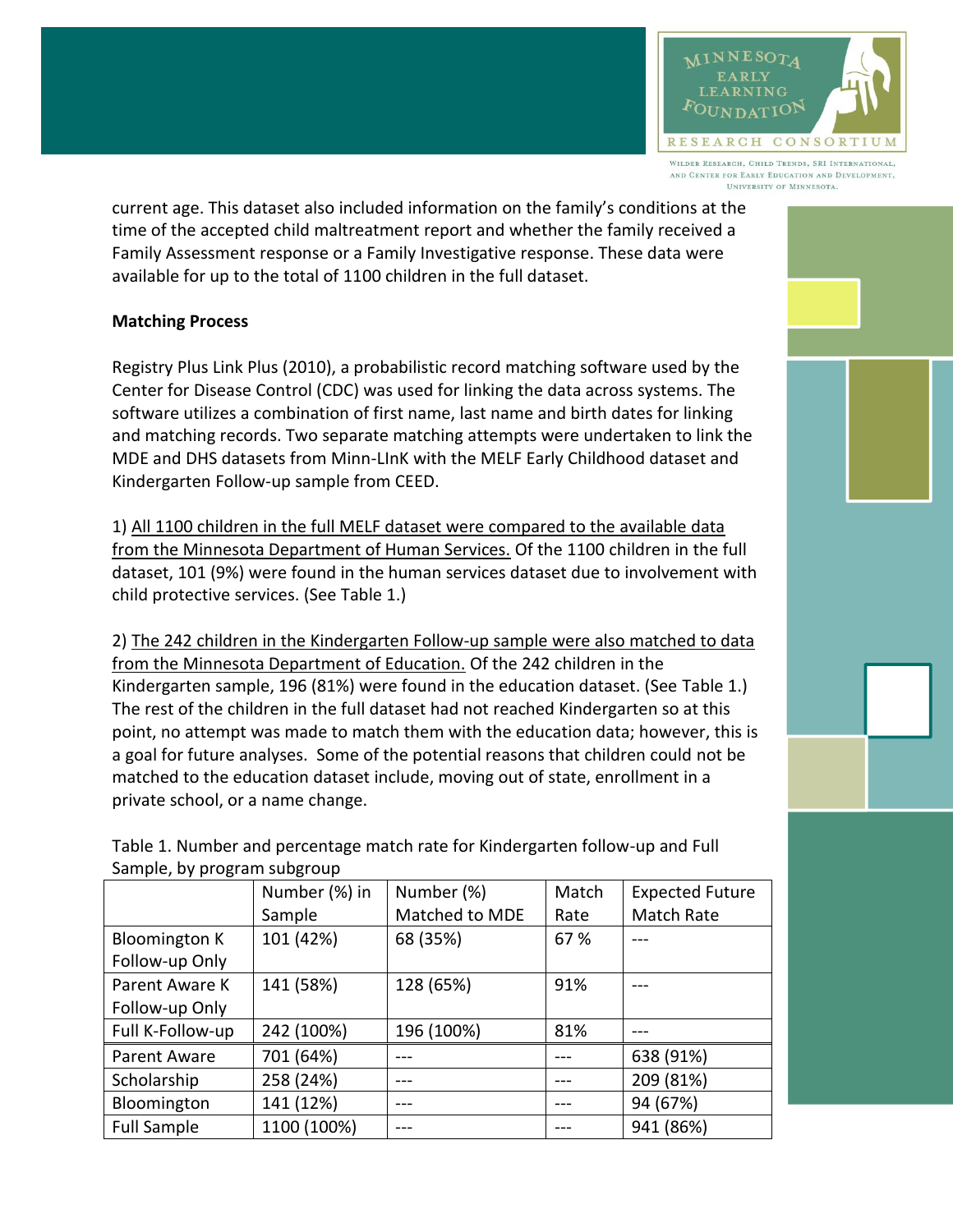current age. This dataset also included information on the family's conditions at the time of the accepted child maltreatment report and whether the family received a Family Assessment response or a Family Investigative response. These data were available for up to the total of 1100 children in the full dataset.

**Matching Process**

Registry Plus Link Plus (2010), a probabilistic record matching software used by the Center for Disease Control (CDC) was used for linking the data across systems. The software utilizes a combination of first name, last name and birth dates for linking and matching records. Two separate matching attempts were undertaken to link the MDE and DHS datasets from Minn-LInK with the MELF Early Childhood dataset and Kindergarten Follow-up sample from CEED.

1) All 1100 children in the full MELF dataset were compared to the available data from the Minnesota Department of Human Services. Of the 1100 children in the full dataset, 101 (9%) were found in the human services dataset due to involvement with child protective services. (See Table 1.)

2) The 242 children in the Kindergarten Follow-up sample were also matched to data from the Minnesota Department of Education. Of the 242 children in the Kindergarten sample, 196 (81%) were found in the education dataset. (See Table 1.) The rest of the children in the full dataset had not reached Kindergarten so at this point, no attempt was made to match them with the education data; however, this is a goal for future analyses. Some of the potential reasons that children could not be matched to the education dataset include, moving out of state, enrollment in a private school, or a name change.

Table 1. Number and percentage match rate for Kindergarten follow-up and Full Sample, by program subgroup

| | Number (%) in Sample | Number (%) Matched to MDE | Match Rate | Expected Future Match Rate |
|---|---|---|---|---|
| Bloomington K Follow-up Only | 101 (42%) | 68 (35%) | 67 % | --- |
| Parent Aware K Follow-up Only | 141 (58%) | 128 (65%) | 91% | --- |
| Full K-Follow-up | 242 (100%) | 196 (100%) | 81% | --- |
| Parent Aware | 701 (64%) | --- | --- | 638 (91%) |
| Scholarship | 258 (24%) | --- | --- | 209 (81%) |
| Bloomington | 141 (12%) | --- | --- | 94 (67%) |
| Full Sample | 1100 (100%) | --- | --- | 941 (86%) |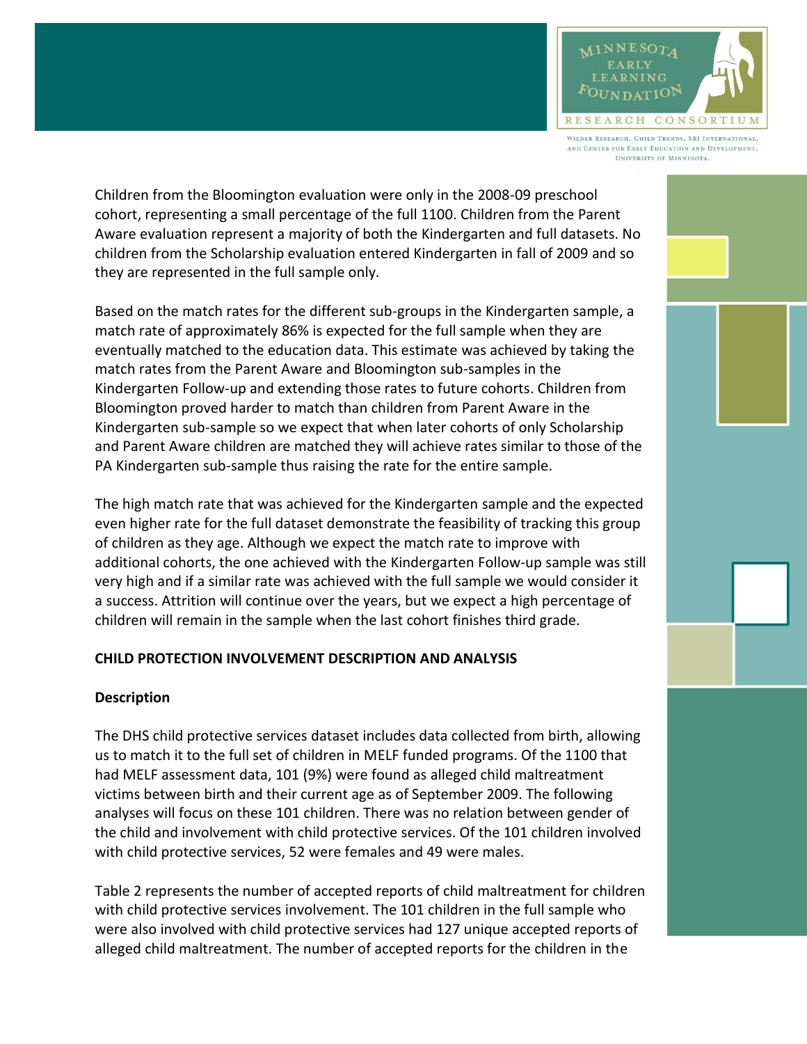Children from the Bloomington evaluation were only in the 2008-09 preschool cohort, representing a small percentage of the full 1100. Children from the Parent Aware evaluation represent a majority of both the Kindergarten and full datasets. No children from the Scholarship evaluation entered Kindergarten in fall of 2009 and so they are represented in the full sample only.

Based on the match rates for the different sub-groups in the Kindergarten sample, a match rate of approximately 86% is expected for the full sample when they are eventually matched to the education data. This estimate was achieved by taking the match rates from the Parent Aware and Bloomington sub-samples in the Kindergarten Follow-up and extending those rates to future cohorts. Children from Bloomington proved harder to match than children from Parent Aware in the Kindergarten sub-sample so we expect that when later cohorts of only Scholarship and Parent Aware children are matched they will achieve rates similar to those of the PA Kindergarten sub-sample thus raising the rate for the entire sample.

The high match rate that was achieved for the Kindergarten sample and the expected even higher rate for the full dataset demonstrate the feasibility of tracking this group of children as they age. Although we expect the match rate to improve with additional cohorts, the one achieved with the Kindergarten Follow-up sample was still very high and if a similar rate was achieved with the full sample we would consider it a success. Attrition will continue over the years, but we expect a high percentage of children will remain in the sample when the last cohort finishes third grade.

**CHILD PROTECTION INVOLVEMENT DESCRIPTION AND ANALYSIS**

**Description**

The DHS child protective services dataset includes data collected from birth, allowing us to match it to the full set of children in MELF funded programs. Of the 1100 that had MELF assessment data, 101 (9%) were found as alleged child maltreatment victims between birth and their current age as of September 2009. The following analyses will focus on these 101 children. There was no relation between gender of the child and involvement with child protective services. Of the 101 children involved with child protective services, 52 were females and 49 were males.

Table 2 represents the number of accepted reports of child maltreatment for children with child protective services involvement. The 101 children in the full sample who were also involved with child protective services had 127 unique accepted reports of alleged child maltreatment. The number of accepted reports for the children in the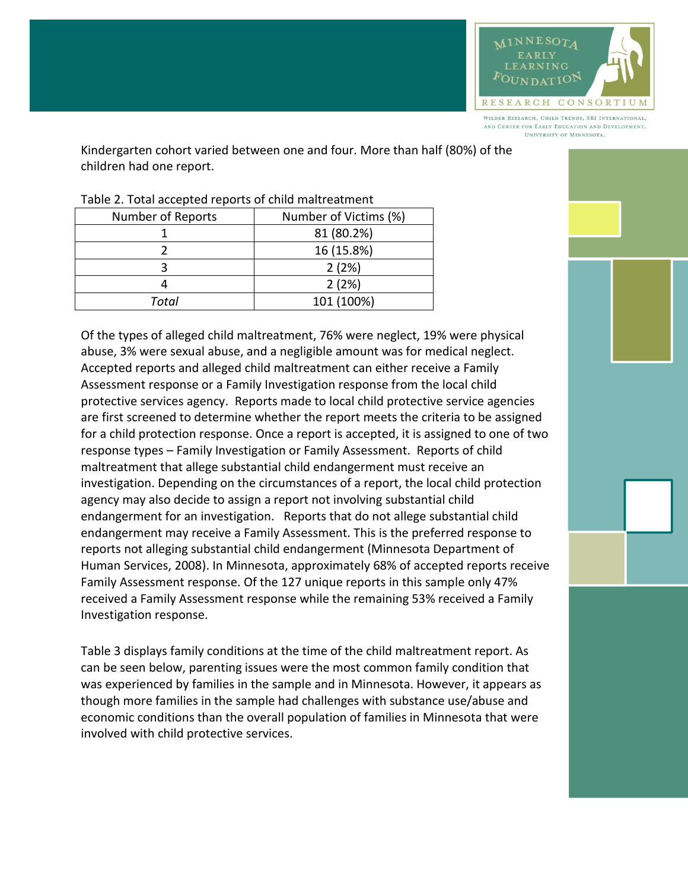Kindergarten cohort varied between one and four. More than half (80%) of the children had one report.

Table 2. Total accepted reports of child maltreatment

| Number of Reports | Number of Victims (%) |
|---|---|
| 1 | 81 (80.2%) |
| 2 | 16 (15.8%) |
| 3 | 2 (2%) |
| 4 | 2 (2%) |
| *Total* | 101 (100%) |

Of the types of alleged child maltreatment, 76% were neglect, 19% were physical abuse, 3% were sexual abuse, and a negligible amount was for medical neglect. Accepted reports and alleged child maltreatment can either receive a Family Assessment response or a Family Investigation response from the local child protective services agency. Reports made to local child protective service agencies are first screened to determine whether the report meets the criteria to be assigned for a child protection response. Once a report is accepted, it is assigned to one of two response types – Family Investigation or Family Assessment. Reports of child maltreatment that allege substantial child endangerment must receive an investigation. Depending on the circumstances of a report, the local child protection agency may also decide to assign a report not involving substantial child endangerment for an investigation. Reports that do not allege substantial child endangerment may receive a Family Assessment. This is the preferred response to reports not alleging substantial child endangerment (Minnesota Department of Human Services, 2008). In Minnesota, approximately 68% of accepted reports receive Family Assessment response. Of the 127 unique reports in this sample only 47% received a Family Assessment response while the remaining 53% received a Family Investigation response.

Table 3 displays family conditions at the time of the child maltreatment report. As can be seen below, parenting issues were the most common family condition that was experienced by families in the sample and in Minnesota. However, it appears as though more families in the sample had challenges with substance use/abuse and economic conditions than the overall population of families in Minnesota that were involved with child protective services.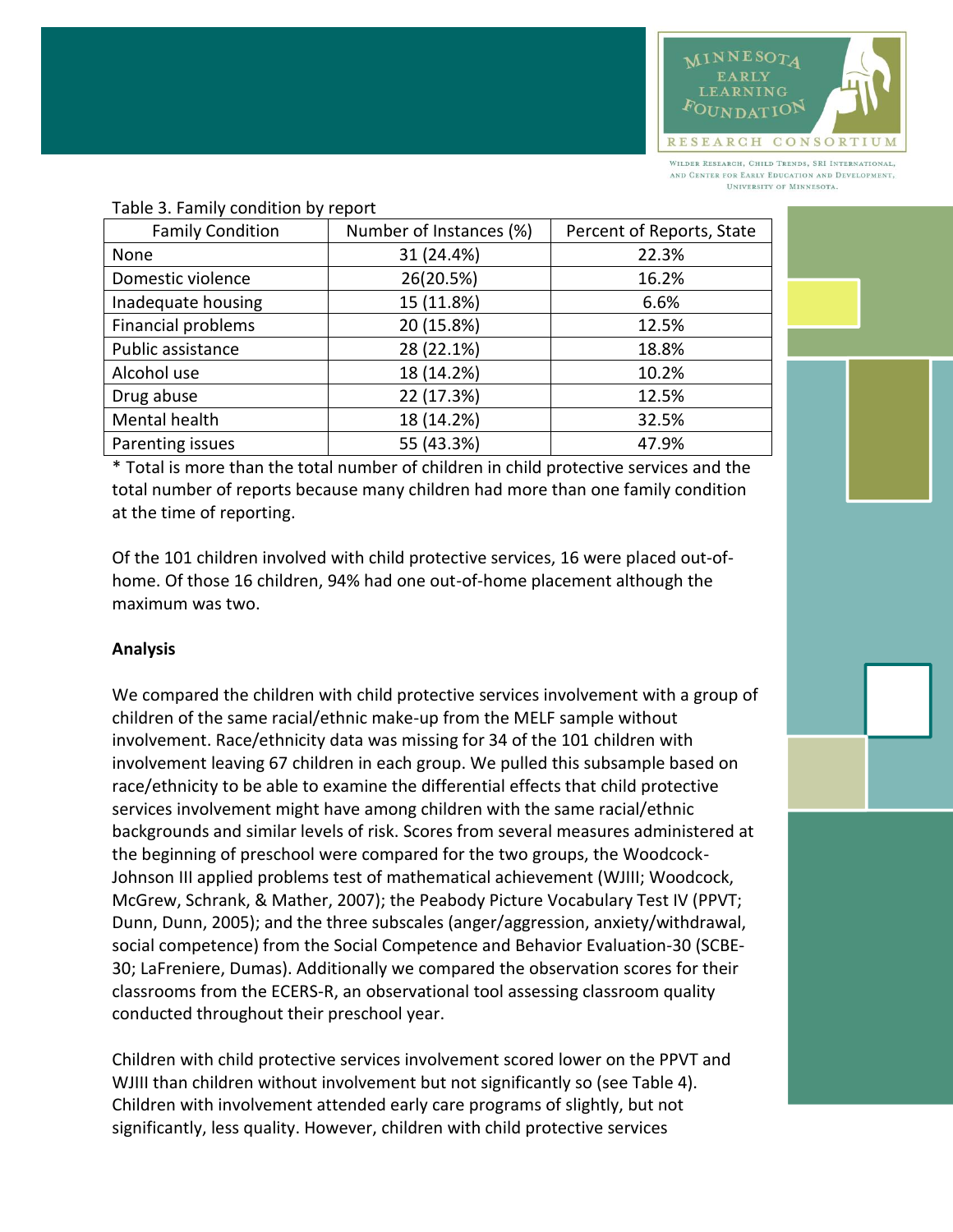Table 3. Family condition by report

| Family Condition | Number of Instances (%) | Percent of Reports, State |
|---|---|---|
| None | 31 (24.4%) | 22.3% |
| Domestic violence | 26(20.5%) | 16.2% |
| Inadequate housing | 15 (11.8%) | 6.6% |
| Financial problems | 20 (15.8%) | 12.5% |
| Public assistance | 28 (22.1%) | 18.8% |
| Alcohol use | 18 (14.2%) | 10.2% |
| Drug abuse | 22 (17.3%) | 12.5% |
| Mental health | 18 (14.2%) | 32.5% |
| Parenting issues | 55 (43.3%) | 47.9% |

* Total is more than the total number of children in child protective services and the total number of reports because many children had more than one family condition at the time of reporting.

Of the 101 children involved with child protective services, 16 were placed out-of-home. Of those 16 children, 94% had one out-of-home placement although the maximum was two.

**Analysis**

We compared the children with child protective services involvement with a group of children of the same racial/ethnic make-up from the MELF sample without involvement. Race/ethnicity data was missing for 34 of the 101 children with involvement leaving 67 children in each group. We pulled this subsample based on race/ethnicity to be able to examine the differential effects that child protective services involvement might have among children with the same racial/ethnic backgrounds and similar levels of risk. Scores from several measures administered at the beginning of preschool were compared for the two groups, the Woodcock-Johnson III applied problems test of mathematical achievement (WJIII; Woodcock, McGrew, Schrank, & Mather, 2007); the Peabody Picture Vocabulary Test IV (PPVT; Dunn, Dunn, 2005); and the three subscales (anger/aggression, anxiety/withdrawal, social competence) from the Social Competence and Behavior Evaluation-30 (SCBE-30; LaFreniere, Dumas). Additionally we compared the observation scores for their classrooms from the ECERS-R, an observational tool assessing classroom quality conducted throughout their preschool year.

Children with child protective services involvement scored lower on the PPVT and WJIII than children without involvement but not significantly so (see Table 4). Children with involvement attended early care programs of slightly, but not significantly, less quality. However, children with child protective services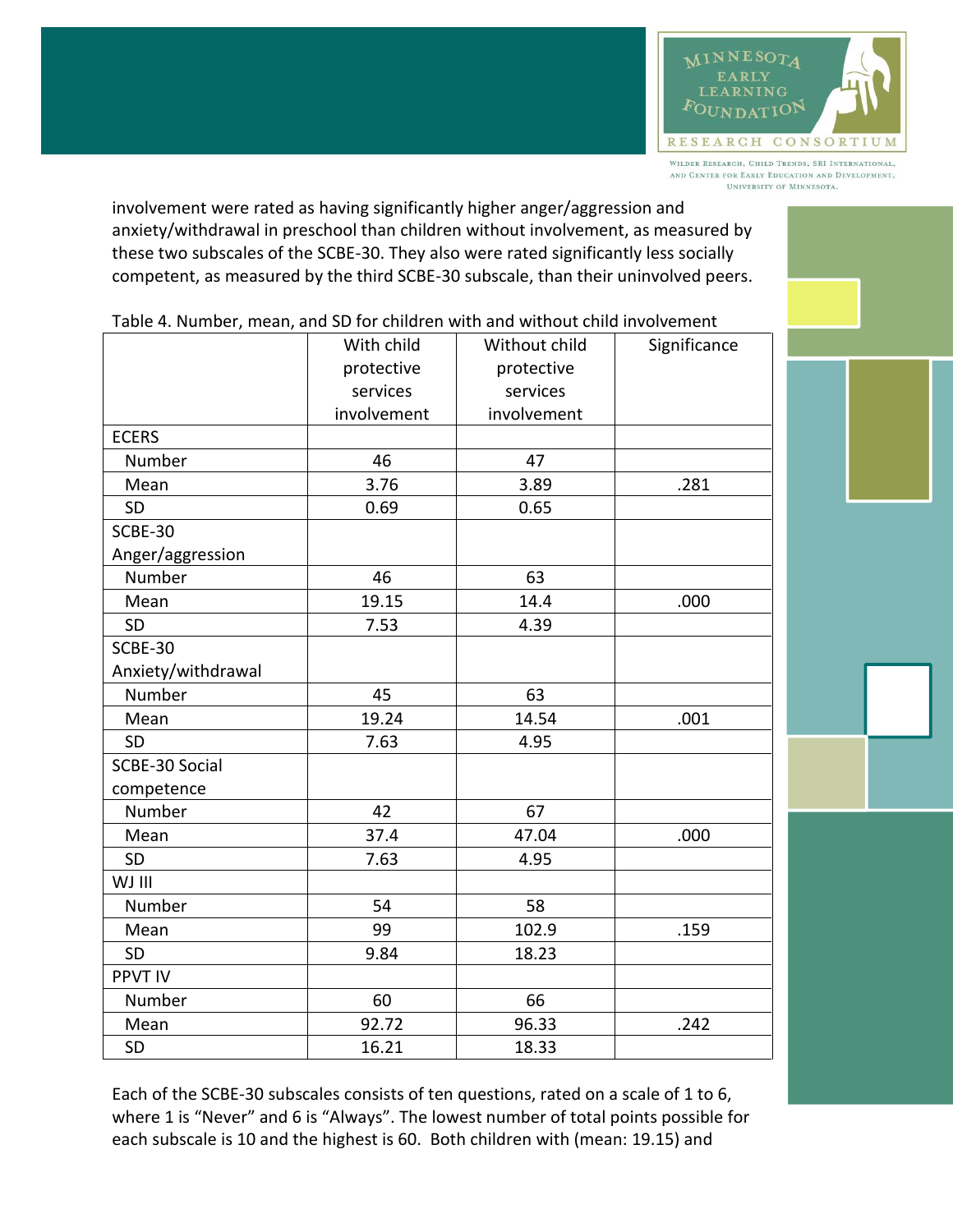involvement were rated as having significantly higher anger/aggression and anxiety/withdrawal in preschool than children without involvement, as measured by these two subscales of the SCBE-30. They also were rated significantly less socially competent, as measured by the third SCBE-30 subscale, than their uninvolved peers.

Table 4. Number, mean, and SD for children with and without child involvement

| | With child protective services involvement | Without child protective services involvement | Significance |
|---|---|---|---|
| ECERS | | | |
| Number | 46 | 47 | |
| Mean | 3.76 | 3.89 | .281 |
| SD | 0.69 | 0.65 | |
| SCBE-30 Anger/aggression | | | |
| Number | 46 | 63 | |
| Mean | 19.15 | 14.4 | .000 |
| SD | 7.53 | 4.39 | |
| SCBE-30 Anxiety/withdrawal | | | |
| Number | 45 | 63 | |
| Mean | 19.24 | 14.54 | .001 |
| SD | 7.63 | 4.95 | |
| SCBE-30 Social competence | | | |
| Number | 42 | 67 | |
| Mean | 37.4 | 47.04 | .000 |
| SD | 7.63 | 4.95 | |
| WJ III | | | |
| Number | 54 | 58 | |
| Mean | 99 | 102.9 | .159 |
| SD | 9.84 | 18.23 | |
| PPVT IV | | | |
| Number | 60 | 66 | |
| Mean | 92.72 | 96.33 | .242 |
| SD | 16.21 | 18.33 | |

Each of the SCBE-30 subscales consists of ten questions, rated on a scale of 1 to 6, where 1 is "Never" and 6 is "Always". The lowest number of total points possible for each subscale is 10 and the highest is 60. Both children with (mean: 19.15) and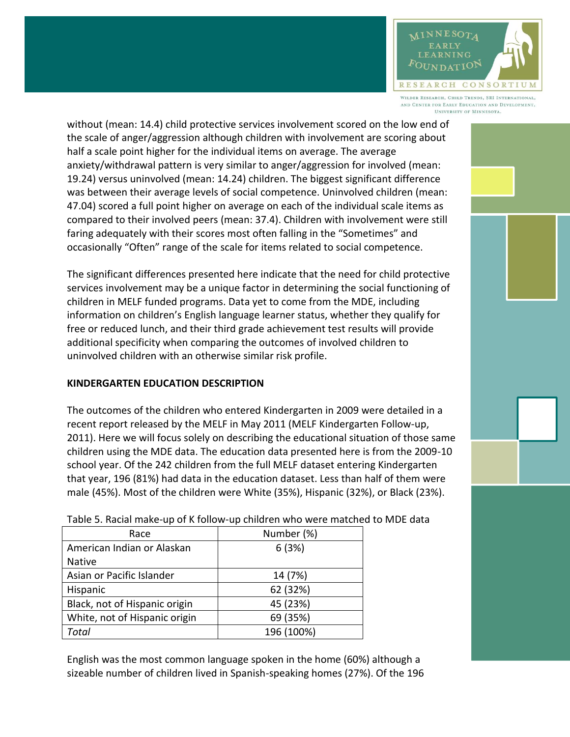without (mean: 14.4) child protective services involvement scored on the low end of the scale of anger/aggression although children with involvement are scoring about half a scale point higher for the individual items on average. The average anxiety/withdrawal pattern is very similar to anger/aggression for involved (mean: 19.24) versus uninvolved (mean: 14.24) children. The biggest significant difference was between their average levels of social competence. Uninvolved children (mean: 47.04) scored a full point higher on average on each of the individual scale items as compared to their involved peers (mean: 37.4). Children with involvement were still faring adequately with their scores most often falling in the "Sometimes" and occasionally "Often" range of the scale for items related to social competence.

The significant differences presented here indicate that the need for child protective services involvement may be a unique factor in determining the social functioning of children in MELF funded programs. Data yet to come from the MDE, including information on children's English language learner status, whether they qualify for free or reduced lunch, and their third grade achievement test results will provide additional specificity when comparing the outcomes of involved children to uninvolved children with an otherwise similar risk profile.

**KINDERGARTEN EDUCATION DESCRIPTION**

The outcomes of the children who entered Kindergarten in 2009 were detailed in a recent report released by the MELF in May 2011 (MELF Kindergarten Follow-up, 2011). Here we will focus solely on describing the educational situation of those same children using the MDE data. The education data presented here is from the 2009-10 school year. Of the 242 children from the full MELF dataset entering Kindergarten that year, 196 (81%) had data in the education dataset. Less than half of them were male (45%). Most of the children were White (35%), Hispanic (32%), or Black (23%).

Table 5. Racial make-up of K follow-up children who were matched to MDE data

| Race | Number (%) |
|---|---|
| American Indian or Alaskan Native | 6 (3%) |
| Asian or Pacific Islander | 14 (7%) |
| Hispanic | 62 (32%) |
| Black, not of Hispanic origin | 45 (23%) |
| White, not of Hispanic origin | 69 (35%) |
| *Total* | 196 (100%) |

English was the most common language spoken in the home (60%) although a sizeable number of children lived in Spanish-speaking homes (27%). Of the 196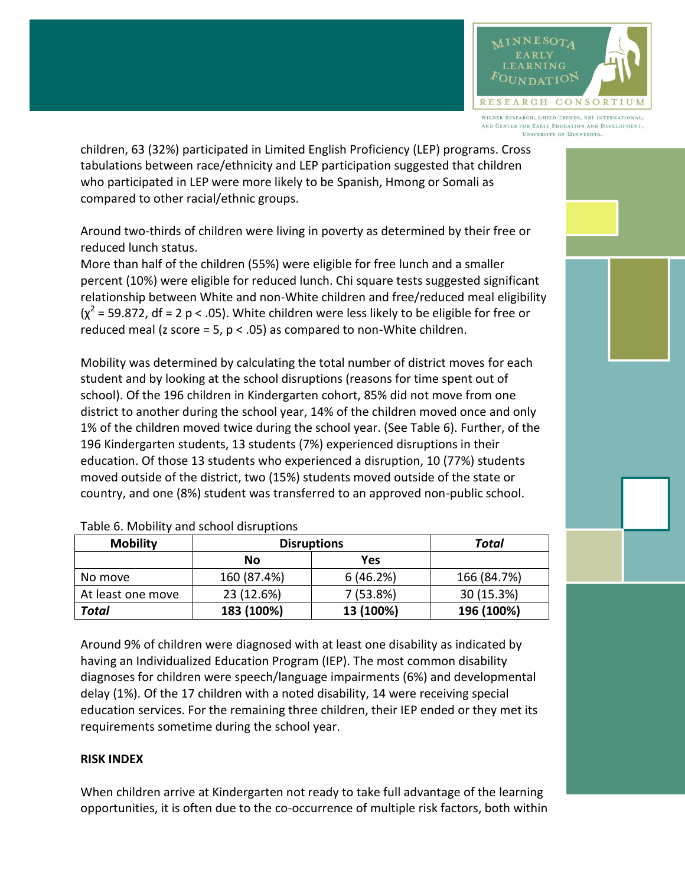children, 63 (32%) participated in Limited English Proficiency (LEP) programs. Cross tabulations between race/ethnicity and LEP participation suggested that children who participated in LEP were more likely to be Spanish, Hmong or Somali as compared to other racial/ethnic groups.

Around two-thirds of children were living in poverty as determined by their free or reduced lunch status.

More than half of the children (55%) were eligible for free lunch and a smaller percent (10%) were eligible for reduced lunch. Chi square tests suggested significant relationship between White and non-White children and free/reduced meal eligibility ($\chi^2$ = 59.872, df = 2 $p < .05$). White children were less likely to be eligible for free or reduced meal (z score = 5, $p < .05$) as compared to non-White children.

Mobility was determined by calculating the total number of district moves for each student and by looking at the school disruptions (reasons for time spent out of school). Of the 196 children in Kindergarten cohort, 85% did not move from one district to another during the school year, 14% of the children moved once and only 1% of the children moved twice during the school year. (See Table 6). Further, of the 196 Kindergarten students, 13 students (7%) experienced disruptions in their education. Of those 13 students who experienced a disruption, 10 (77%) students moved outside of the district, two (15%) students moved outside of the state or country, and one (8%) student was transferred to an approved non-public school.

Table 6. Mobility and school disruptions

| Mobility | Disruptions | | *Total* |
|---|---|---|---|
| | No | Yes | |
| No move | 160 (87.4%) | 6 (46.2%) | 166 (84.7%) |
| At least one move | 23 (12.6%) | 7 (53.8%) | 30 (15.3%) |
| ***Total*** | **183 (100%)** | **13 (100%)** | **196 (100%)** |

Around 9% of children were diagnosed with at least one disability as indicated by having an Individualized Education Program (IEP). The most common disability diagnoses for children were speech/language impairments (6%) and developmental delay (1%). Of the 17 children with a noted disability, 14 were receiving special education services. For the remaining three children, their IEP ended or they met its requirements sometime during the school year.

**RISK INDEX**

When children arrive at Kindergarten not ready to take full advantage of the learning opportunities, it is often due to the co-occurrence of multiple risk factors, both within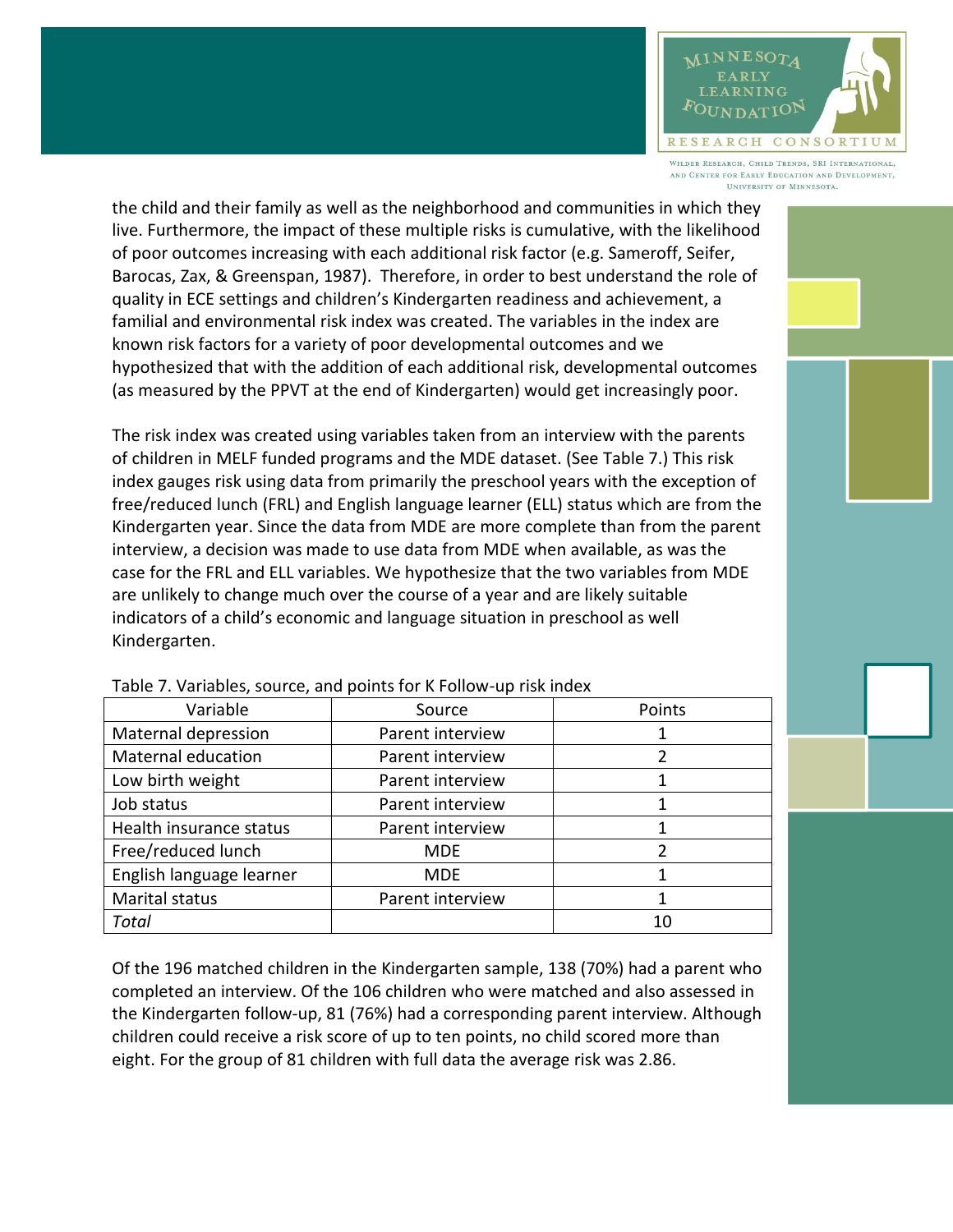the child and their family as well as the neighborhood and communities in which they live. Furthermore, the impact of these multiple risks is cumulative, with the likelihood of poor outcomes increasing with each additional risk factor (e.g. Sameroff, Seifer, Barocas, Zax, & Greenspan, 1987). Therefore, in order to best understand the role of quality in ECE settings and children's Kindergarten readiness and achievement, a familial and environmental risk index was created. The variables in the index are known risk factors for a variety of poor developmental outcomes and we hypothesized that with the addition of each additional risk, developmental outcomes (as measured by the PPVT at the end of Kindergarten) would get increasingly poor.

The risk index was created using variables taken from an interview with the parents of children in MELF funded programs and the MDE dataset. (See Table 7.) This risk index gauges risk using data from primarily the preschool years with the exception of free/reduced lunch (FRL) and English language learner (ELL) status which are from the Kindergarten year. Since the data from MDE are more complete than from the parent interview, a decision was made to use data from MDE when available, as was the case for the FRL and ELL variables. We hypothesize that the two variables from MDE are unlikely to change much over the course of a year and are likely suitable indicators of a child's economic and language situation in preschool as well Kindergarten.

Table 7. Variables, source, and points for K Follow-up risk index

| Variable | Source | Points |
|---|---|---|
| Maternal depression | Parent interview | 1 |
| Maternal education | Parent interview | 2 |
| Low birth weight | Parent interview | 1 |
| Job status | Parent interview | 1 |
| Health insurance status | Parent interview | 1 |
| Free/reduced lunch | MDE | 2 |
| English language learner | MDE | 1 |
| Marital status | Parent interview | 1 |
| *Total* | | 10 |

Of the 196 matched children in the Kindergarten sample, 138 (70%) had a parent who completed an interview. Of the 106 children who were matched and also assessed in the Kindergarten follow-up, 81 (76%) had a corresponding parent interview. Although children could receive a risk score of up to ten points, no child scored more than eight. For the group of 81 children with full data the average risk was 2.86.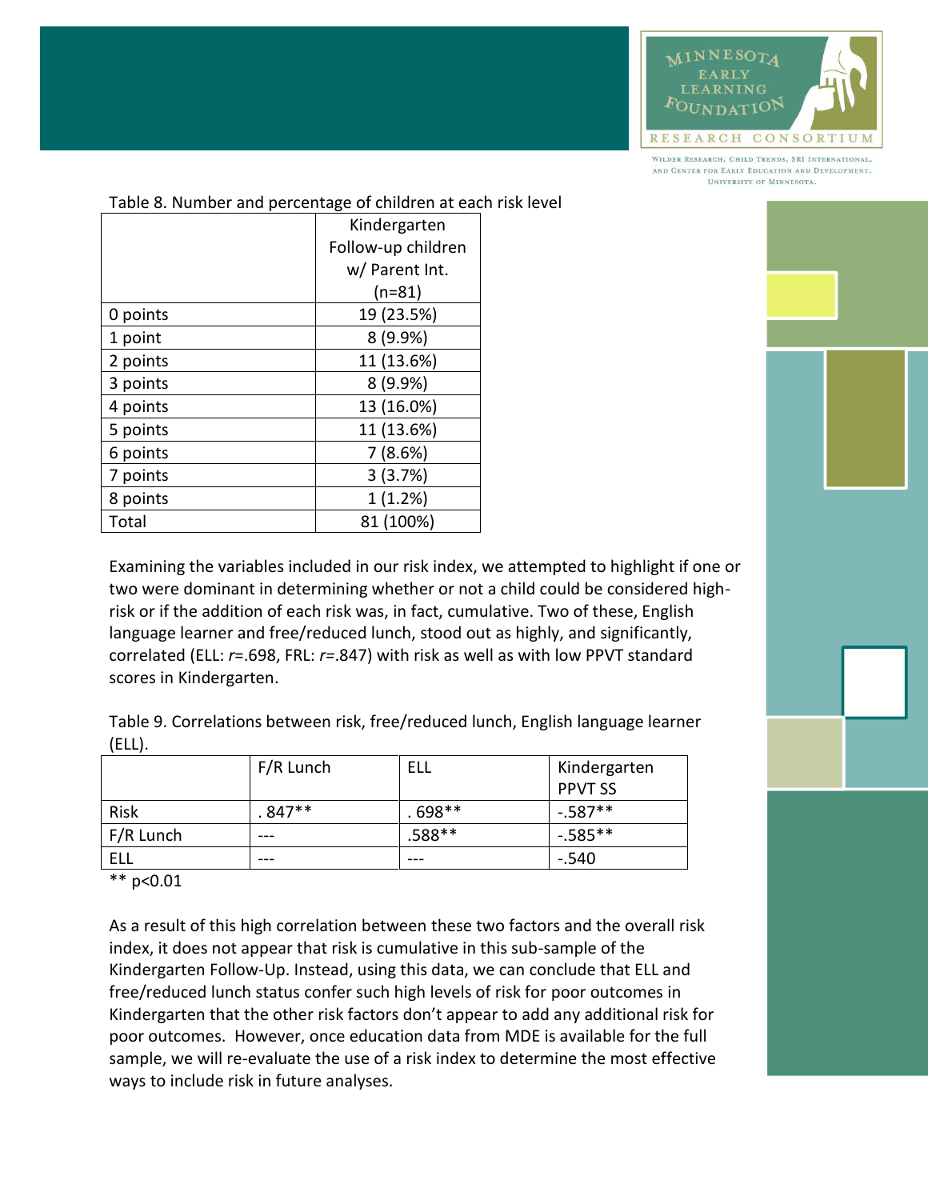Table 8. Number and percentage of children at each risk level

| | Kindergarten Follow-up children w/ Parent Int. (n=81) |
|---|---|
| 0 points | 19 (23.5%) |
| 1 point | 8 (9.9%) |
| 2 points | 11 (13.6%) |
| 3 points | 8 (9.9%) |
| 4 points | 13 (16.0%) |
| 5 points | 11 (13.6%) |
| 6 points | 7 (8.6%) |
| 7 points | 3 (3.7%) |
| 8 points | 1 (1.2%) |
| Total | 81 (100%) |

Examining the variables included in our risk index, we attempted to highlight if one or two were dominant in determining whether or not a child could be considered high-risk or if the addition of each risk was, in fact, cumulative. Two of these, English language learner and free/reduced lunch, stood out as highly, and significantly, correlated (ELL: $r$=.698, FRL: $r$=.847) with risk as well as with low PPVT standard scores in Kindergarten.

Table 9. Correlations between risk, free/reduced lunch, English language learner (ELL).

| | F/R Lunch | ELL | Kindergarten PPVT SS |
|---|---|---|---|
| Risk | . 847** | . 698** | -.587** |
| F/R Lunch | --- | .588** | -.585** |
| ELL | --- | --- | -.540 |

** p<0.01

As a result of this high correlation between these two factors and the overall risk index, it does not appear that risk is cumulative in this sub-sample of the Kindergarten Follow-Up. Instead, using this data, we can conclude that ELL and free/reduced lunch status confer such high levels of risk for poor outcomes in Kindergarten that the other risk factors don't appear to add any additional risk for poor outcomes. However, once education data from MDE is available for the full sample, we will re-evaluate the use of a risk index to determine the most effective ways to include risk in future analyses.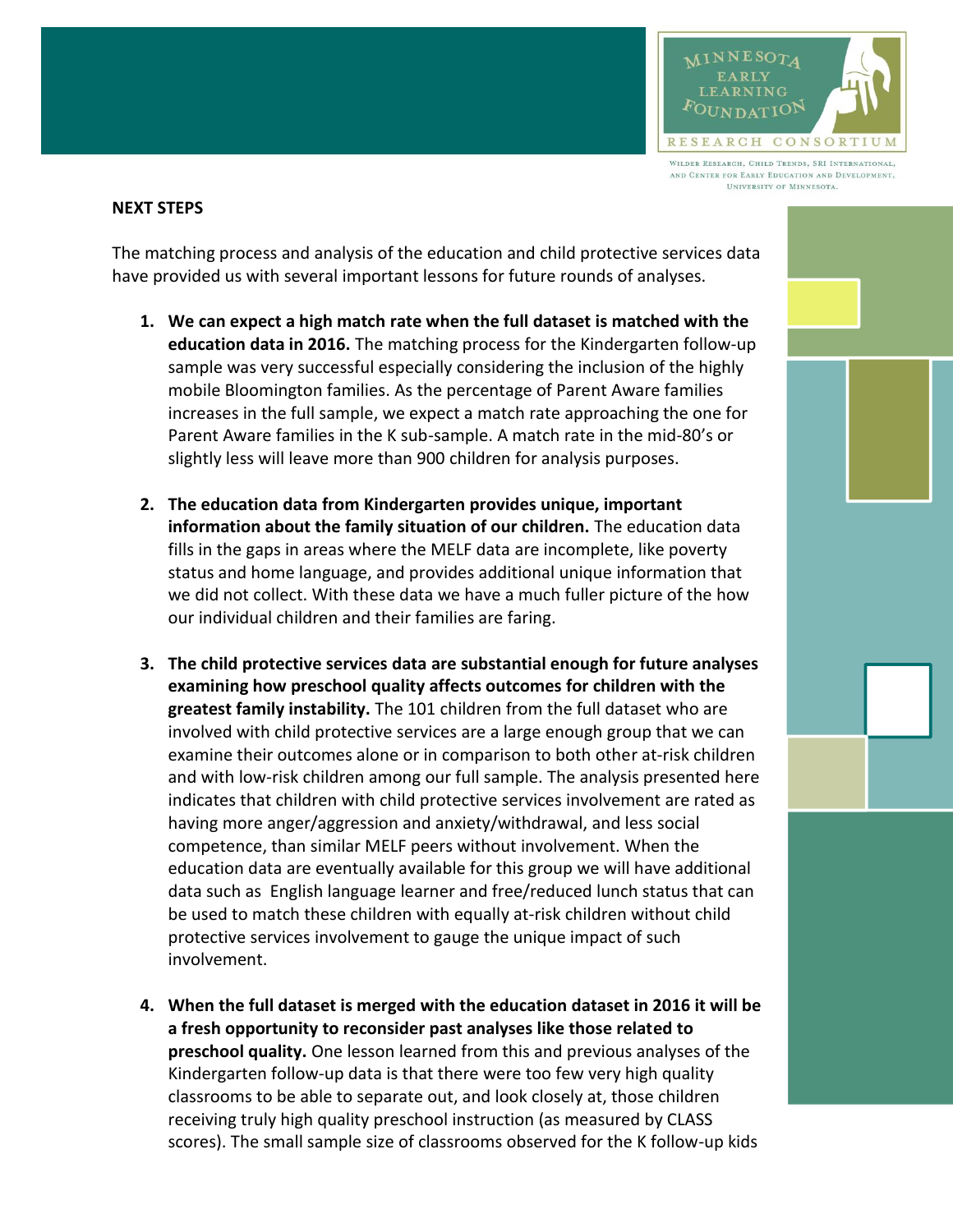## NEXT STEPS

The matching process and analysis of the education and child protective services data have provided us with several important lessons for future rounds of analyses.

1. **We can expect a high match rate when the full dataset is matched with the education data in 2016.** The matching process for the Kindergarten follow-up sample was very successful especially considering the inclusion of the highly mobile Bloomington families. As the percentage of Parent Aware families increases in the full sample, we expect a match rate approaching the one for Parent Aware families in the K sub-sample. A match rate in the mid-80's or slightly less will leave more than 900 children for analysis purposes.

2. **The education data from Kindergarten provides unique, important information about the family situation of our children.** The education data fills in the gaps in areas where the MELF data are incomplete, like poverty status and home language, and provides additional unique information that we did not collect. With these data we have a much fuller picture of the how our individual children and their families are faring.

3. **The child protective services data are substantial enough for future analyses examining how preschool quality affects outcomes for children with the greatest family instability.** The 101 children from the full dataset who are involved with child protective services are a large enough group that we can examine their outcomes alone or in comparison to both other at-risk children and with low-risk children among our full sample. The analysis presented here indicates that children with child protective services involvement are rated as having more anger/aggression and anxiety/withdrawal, and less social competence, than similar MELF peers without involvement. When the education data are eventually available for this group we will have additional data such as English language learner and free/reduced lunch status that can be used to match these children with equally at-risk children without child protective services involvement to gauge the unique impact of such involvement.

4. **When the full dataset is merged with the education dataset in 2016 it will be a fresh opportunity to reconsider past analyses like those related to preschool quality.** One lesson learned from this and previous analyses of the Kindergarten follow-up data is that there were too few very high quality classrooms to be able to separate out, and look closely at, those children receiving truly high quality preschool instruction (as measured by CLASS scores). The small sample size of classrooms observed for the K follow-up kids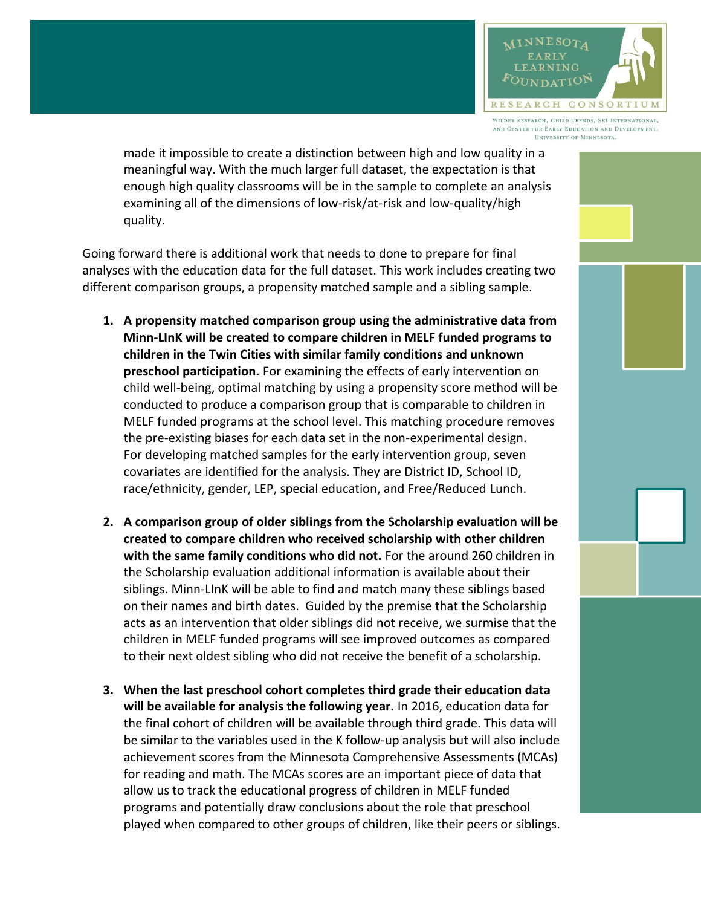made it impossible to create a distinction between high and low quality in a meaningful way. With the much larger full dataset, the expectation is that enough high quality classrooms will be in the sample to complete an analysis examining all of the dimensions of low-risk/at-risk and low-quality/high quality.

Going forward there is additional work that needs to done to prepare for final analyses with the education data for the full dataset. This work includes creating two different comparison groups, a propensity matched sample and a sibling sample.

1. **A propensity matched comparison group using the administrative data from Minn-LInK will be created to compare children in MELF funded programs to children in the Twin Cities with similar family conditions and unknown preschool participation.** For examining the effects of early intervention on child well-being, optimal matching by using a propensity score method will be conducted to produce a comparison group that is comparable to children in MELF funded programs at the school level. This matching procedure removes the pre-existing biases for each data set in the non-experimental design. For developing matched samples for the early intervention group, seven covariates are identified for the analysis. They are District ID, School ID, race/ethnicity, gender, LEP, special education, and Free/Reduced Lunch.

2. **A comparison group of older siblings from the Scholarship evaluation will be created to compare children who received scholarship with other children with the same family conditions who did not.** For the around 260 children in the Scholarship evaluation additional information is available about their siblings. Minn-LInK will be able to find and match many these siblings based on their names and birth dates. Guided by the premise that the Scholarship acts as an intervention that older siblings did not receive, we surmise that the children in MELF funded programs will see improved outcomes as compared to their next oldest sibling who did not receive the benefit of a scholarship.

3. **When the last preschool cohort completes third grade their education data will be available for analysis the following year.** In 2016, education data for the final cohort of children will be available through third grade. This data will be similar to the variables used in the K follow-up analysis but will also include achievement scores from the Minnesota Comprehensive Assessments (MCAs) for reading and math. The MCAs scores are an important piece of data that allow us to track the educational progress of children in MELF funded programs and potentially draw conclusions about the role that preschool played when compared to other groups of children, like their peers or siblings.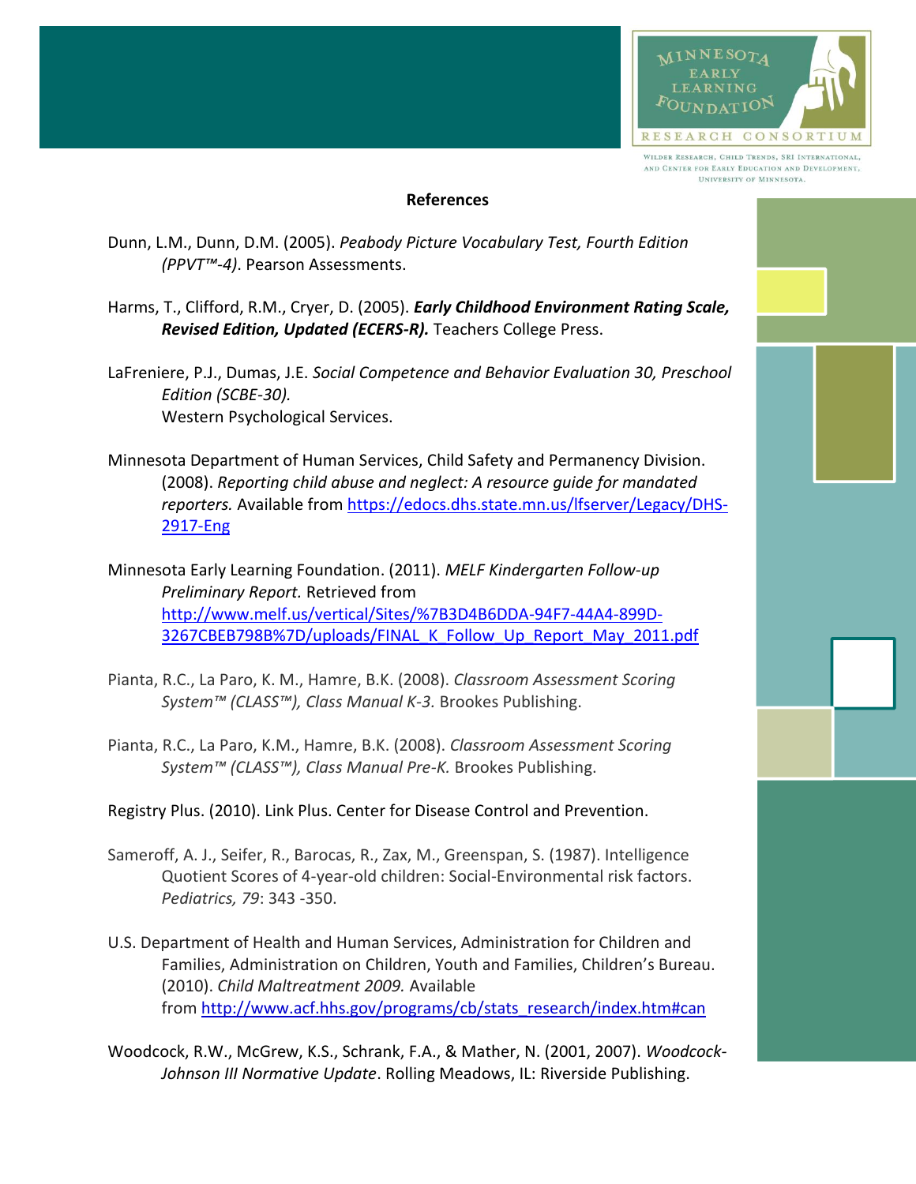**References**

Dunn, L.M., Dunn, D.M. (2005). *Peabody Picture Vocabulary Test, Fourth Edition (PPVT™-4)*. Pearson Assessments.

Harms, T., Clifford, R.M., Cryer, D. (2005). ***Early Childhood Environment Rating Scale, Revised Edition, Updated (ECERS-R).*** Teachers College Press.

LaFreniere, P.J., Dumas, J.E. *Social Competence and Behavior Evaluation 30, Preschool Edition (SCBE-30).* Western Psychological Services.

Minnesota Department of Human Services, Child Safety and Permanency Division. (2008). *Reporting child abuse and neglect: A resource guide for mandated reporters.* Available from https://edocs.dhs.state.mn.us/lfserver/Legacy/DHS-2917-Eng

Minnesota Early Learning Foundation. (2011). *MELF Kindergarten Follow-up Preliminary Report.* Retrieved from http://www.melf.us/vertical/Sites/%7B3D4B6DDA-94F7-44A4-899D-3267CBEB798B%7D/uploads/FINAL_K_Follow_Up_Report_May_2011.pdf

Pianta, R.C., La Paro, K. M., Hamre, B.K. (2008). *Classroom Assessment Scoring System™ (CLASS™), Class Manual K-3.* Brookes Publishing.

Pianta, R.C., La Paro, K.M., Hamre, B.K. (2008). *Classroom Assessment Scoring System™ (CLASS™), Class Manual Pre-K.* Brookes Publishing.

Registry Plus. (2010). Link Plus. Center for Disease Control and Prevention.

Sameroff, A. J., Seifer, R., Barocas, R., Zax, M., Greenspan, S. (1987). Intelligence Quotient Scores of 4-year-old children: Social-Environmental risk factors. *Pediatrics, 79*: 343 -350.

U.S. Department of Health and Human Services, Administration for Children and Families, Administration on Children, Youth and Families, Children's Bureau. (2010). *Child Maltreatment 2009.* Available from http://www.acf.hhs.gov/programs/cb/stats_research/index.htm#can

Woodcock, R.W., McGrew, K.S., Schrank, F.A., & Mather, N. (2001, 2007). *Woodcock-Johnson III Normative Update*. Rolling Meadows, IL: Riverside Publishing.